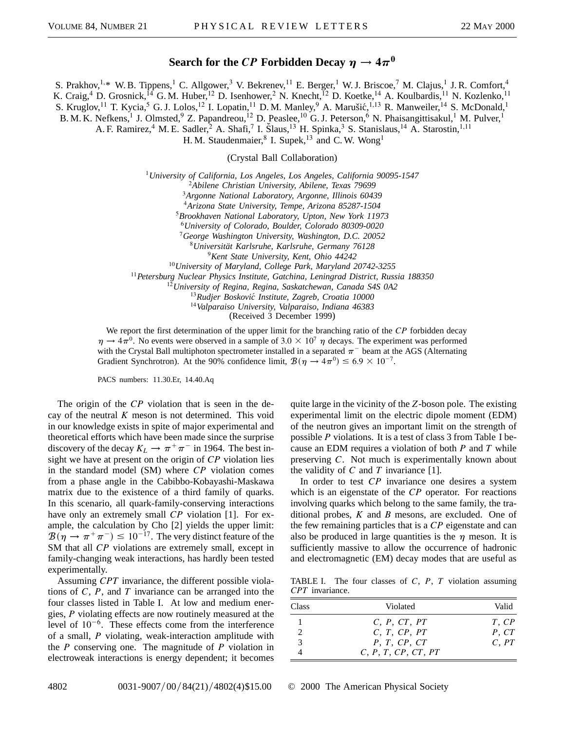# Search for the $CP$ Forbidden Decay $\eta \rightarrow 4\pi^0$

S. Prakhov,[1,*] W. B. Tippens,[1] C. Allgower,[3] V. Bekrenev,[11] E. Berger,[1] W. J. Briscoe,[7] M. Clajus,[1] J. R. Comfort,[4] K. Craig,[4] D. Grosnick,[14] G. M. Huber,[12] D. Isenhower,[2] N. Knecht,[12] D. Koetke,[14] A. Koulbardis,[11] N. Kozlenko,[11] S. Kruglov,[11] T. Kycia,[5] G. J. Lolos,[12] I. Lopatin,[11] D. M. Manley,[9] A. Marušić,[1,13] R. Manweiler,[14] S. McDonald,[1] B. M. K. Nefkens,[1] J. Olmsted,[9] Z. Papandreou,[12] D. Peaslee,[10] G. J. Peterson,[6] N. Phaisangittisakul,[1] M. Pulver,[1] A. F. Ramirez,[4] M. E. Sadler,[2] A. Shafi,[7] I. Šlaus,[13] H. Spinka,[3] S. Stanislaus,[14] A. Starostin,[1,11] H. M. Staudenmaier,[8] I. Supek,[13] and C. W. Wong[1]

(Crystal Ball Collaboration)

[1]*University of California, Los Angeles, Los Angeles, California 90095-1547*
[2]*Abilene Christian University, Abilene, Texas 79699*
[3]*Argonne National Laboratory, Argonne, Illinois 60439*
[4]*Arizona State University, Tempe, Arizona 85287-1504*
[5]*Brookhaven National Laboratory, Upton, New York 11973*
[6]*University of Colorado, Boulder, Colorado 80309-0020*
[7]*George Washington University, Washington, D.C. 20052*
[8]*Universität Karlsruhe, Karlsruhe, Germany 76128*
[9]*Kent State University, Kent, Ohio 44242*
[10]*University of Maryland, College Park, Maryland 20742-3255*
[11]*Petersburg Nuclear Physics Institute, Gatchina, Leningrad District, Russia 188350*
[12]*University of Regina, Regina, Saskatchewan, Canada S4S 0A2*
[13]*Rudjer Bosković Institute, Zagreb, Croatia 10000*
[14]*Valparaiso University, Valparaiso, Indiana 46383*

(Received 3 December 1999)

We report the first determination of the upper limit for the branching ratio of the $CP$ forbidden decay $\eta \rightarrow 4\pi^0$. No events were observed in a sample of $3.0 \times 10^7$ $\eta$ decays. The experiment was performed with the Crystal Ball multiphoton spectrometer installed in a separated $\pi^-$ beam at the AGS (Alternating Gradient Synchrotron). At the 90% confidence limit, $\mathcal{B}(\eta \rightarrow 4\pi^0) \leq 6.9 \times 10^{-7}$.

PACS numbers: 11.30.Er, 14.40.Aq

The origin of the $CP$ violation that is seen in the decay of the neutral $K$ meson is not determined. This void in our knowledge exists in spite of major experimental and theoretical efforts which have been made since the surprise discovery of the decay $K_L \rightarrow \pi^+\pi^-$ in 1964. The best insight we have at present on the origin of $CP$ violation lies in the standard model (SM) where $CP$ violation comes from a phase angle in the Cabibbo-Kobayashi-Maskawa matrix due to the existence of a third family of quarks. In this scenario, all quark-family-conserving interactions have only an extremely small $CP$ violation [1]. For example, the calculation by Cho [2] yields the upper limit: $\mathcal{B}(\eta \rightarrow \pi^+\pi^-) \leq 10^{-17}$. The very distinct feature of the SM that all $CP$ violations are extremely small, except in family-changing weak interactions, has hardly been tested experimentally.

Assuming $CPT$ invariance, the different possible violations of $C$, $P$, and $T$ invariance can be arranged into the four classes listed in Table I. At low and medium energies, $P$ violating effects are now routinely measured at the level of $10^{-6}$. These effects come from the interference of a small, $P$ violating, weak-interaction amplitude with the $P$ conserving one. The magnitude of $P$ violation in electroweak interactions is energy dependent; it becomes quite large in the vicinity of the $Z$-boson pole. The existing experimental limit on the electric dipole moment (EDM) of the neutron gives an important limit on the strength of possible $P$ violations. It is a test of class 3 from Table I because an EDM requires a violation of both $P$ and $T$ while preserving $C$. Not much is experimentally known about the validity of $C$ and $T$ invariance [1].

In order to test $CP$ invariance one desires a system which is an eigenstate of the $CP$ operator. For reactions involving quarks which belong to the same family, the traditional probes, $K$ and $B$ mesons, are excluded. One of the few remaining particles that is a $CP$ eigenstate and can also be produced in large quantities is the $\eta$ meson. It is sufficiently massive to allow the occurrence of hadronic and electromagnetic (EM) decay modes that are useful as

TABLE I. The four classes of $C$, $P$, $T$ violation assuming $CPT$ invariance.

| Class | Violated | Valid |
|---|---|---|
| 1 | $C$, $P$, $CT$, $PT$ | $T$, $CP$ |
| 2 | $C$, $T$, $CP$, $PT$ | $P$, $CT$ |
| 3 | $P$, $T$, $CP$, $CT$ | $C$, $PT$ |
| 4 | $C$, $P$, $T$, $CP$, $CT$, $PT$ | |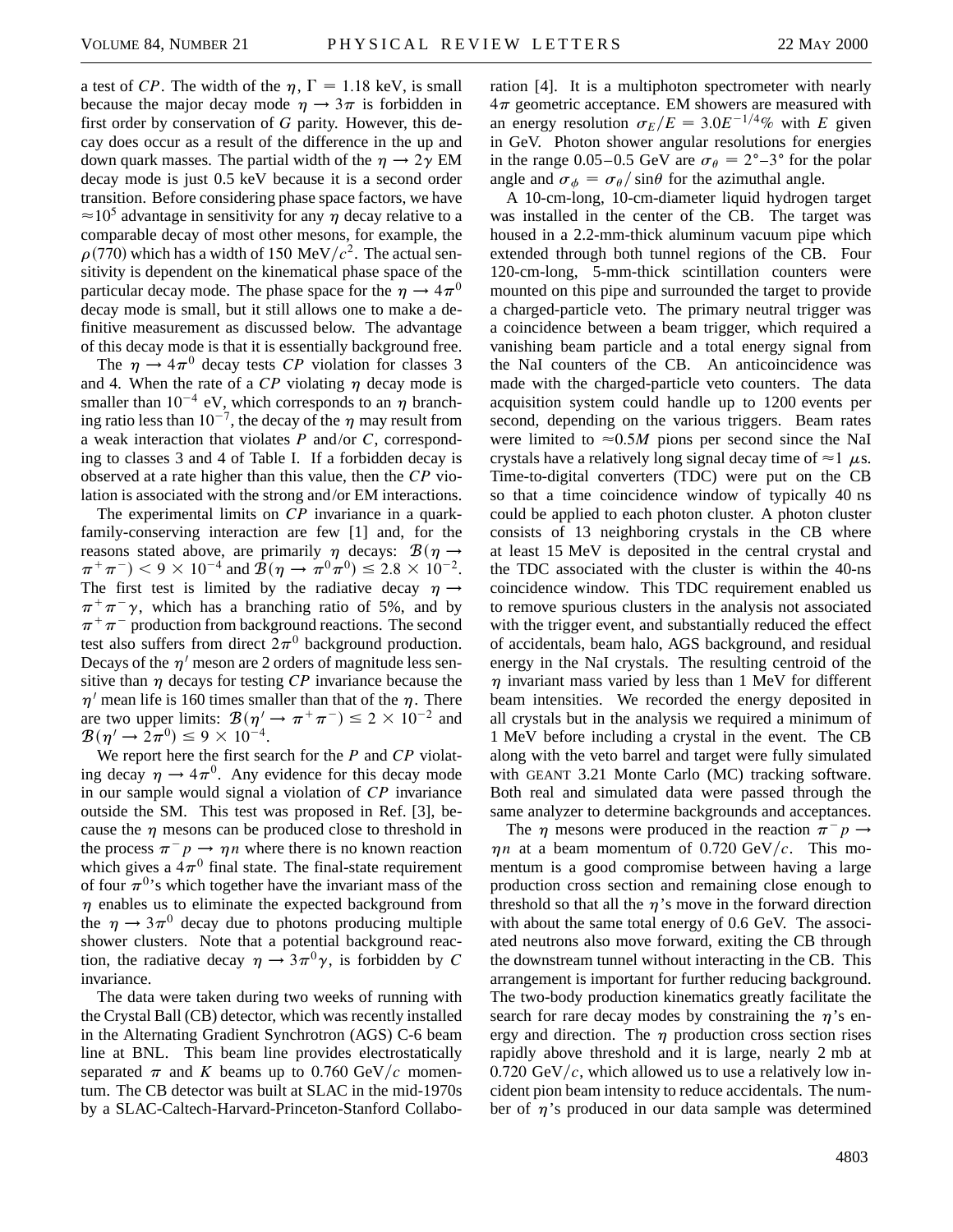a test of $CP$. The width of the $\eta$, $\Gamma = 1.18$ keV, is small because the major decay mode $\eta \to 3\pi$ is forbidden in first order by conservation of $G$ parity. However, this decay does occur as a result of the difference in the up and down quark masses. The partial width of the $\eta \to 2\gamma$ EM decay mode is just 0.5 keV because it is a second order transition. Before considering phase space factors, we have $\approx 10^5$ advantage in sensitivity for any $\eta$ decay relative to a comparable decay of most other mesons, for example, the $\rho(770)$ which has a width of 150 MeV/$c^2$. The actual sensitivity is dependent on the kinematical phase space of the particular decay mode. The phase space for the $\eta \to 4\pi^0$ decay mode is small, but it still allows one to make a definitive measurement as discussed below. The advantage of this decay mode is that it is essentially background free.

The $\eta \to 4\pi^0$ decay tests $CP$ violation for classes 3 and 4. When the rate of a $CP$ violating $\eta$ decay mode is smaller than $10^{-4}$ eV, which corresponds to an $\eta$ branching ratio less than $10^{-7}$, the decay of the $\eta$ may result from a weak interaction that violates $P$ and/or $C$, corresponding to classes 3 and 4 of Table I. If a forbidden decay is observed at a rate higher than this value, then the $CP$ violation is associated with the strong and/or EM interactions.

The experimental limits on $CP$ invariance in a quark-family-conserving interaction are few [1] and, for the reasons stated above, are primarily $\eta$ decays: $\mathcal{B}(\eta \to \pi^+\pi^-) < 9 \times 10^{-4}$ and $\mathcal{B}(\eta \to \pi^0\pi^0) \leq 2.8 \times 10^{-2}$. The first test is limited by the radiative decay $\eta \to \pi^+\pi^-\gamma$, which has a branching ratio of 5%, and by $\pi^+\pi^-$ production from background reactions. The second test also suffers from direct $2\pi^0$ background production. Decays of the $\eta'$ meson are 2 orders of magnitude less sensitive than $\eta$ decays for testing $CP$ invariance because the $\eta'$ mean life is 160 times smaller than that of the $\eta$. There are two upper limits: $\mathcal{B}(\eta' \to \pi^+\pi^-) \leq 2 \times 10^{-2}$ and $\mathcal{B}(\eta' \to 2\pi^0) \leq 9 \times 10^{-4}$.

We report here the first search for the $P$ and $CP$ violating decay $\eta \to 4\pi^0$. Any evidence for this decay mode in our sample would signal a violation of $CP$ invariance outside the SM. This test was proposed in Ref. [3], because the $\eta$ mesons can be produced close to threshold in the process $\pi^- p \to \eta n$ where there is no known reaction which gives a $4\pi^0$ final state. The final-state requirement of four $\pi^0$'s which together have the invariant mass of the $\eta$ enables us to eliminate the expected background from the $\eta \to 3\pi^0$ decay due to photons producing multiple shower clusters. Note that a potential background reaction, the radiative decay $\eta \to 3\pi^0\gamma$, is forbidden by $C$ invariance.

The data were taken during two weeks of running with the Crystal Ball (CB) detector, which was recently installed in the Alternating Gradient Synchrotron (AGS) C-6 beam line at BNL. This beam line provides electrostatically separated $\pi$ and $K$ beams up to 0.760 GeV/$c$ momentum. The CB detector was built at SLAC in the mid-1970s by a SLAC-Caltech-Harvard-Princeton-Stanford Collaboration [4]. It is a multiphoton spectrometer with nearly $4\pi$ geometric acceptance. EM showers are measured with an energy resolution $\sigma_E/E = 3.0E^{-1/4}\%$ with $E$ given in GeV. Photon shower angular resolutions for energies in the range 0.05–0.5 GeV are $\sigma_\theta = 2°–3°$ for the polar angle and $\sigma_\phi = \sigma_\theta/\sin\theta$ for the azimuthal angle.

A 10-cm-long, 10-cm-diameter liquid hydrogen target was installed in the center of the CB. The target was housed in a 2.2-mm-thick aluminum vacuum pipe which extended through both tunnel regions of the CB. Four 120-cm-long, 5-mm-thick scintillation counters were mounted on this pipe and surrounded the target to provide a charged-particle veto. The primary neutral trigger was a coincidence between a beam trigger, which required a vanishing beam particle and a total energy signal from the NaI counters of the CB. An anticoincidence was made with the charged-particle veto counters. The data acquisition system could handle up to 1200 events per second, depending on the various triggers. Beam rates were limited to $\approx 0.5M$ pions per second since the NaI crystals have a relatively long signal decay time of $\approx 1$ $\mu$s. Time-to-digital converters (TDC) were put on the CB so that a time coincidence window of typically 40 ns could be applied to each photon cluster. A photon cluster consists of 13 neighboring crystals in the CB where at least 15 MeV is deposited in the central crystal and the TDC associated with the cluster is within the 40-ns coincidence window. This TDC requirement enabled us to remove spurious clusters in the analysis not associated with the trigger event, and substantially reduced the effect of accidentals, beam halo, AGS background, and residual energy in the NaI crystals. The resulting centroid of the $\eta$ invariant mass varied by less than 1 MeV for different beam intensities. We recorded the energy deposited in all crystals but in the analysis we required a minimum of 1 MeV before including a crystal in the event. The CB along with the veto barrel and target were fully simulated with GEANT 3.21 Monte Carlo (MC) tracking software. Both real and simulated data were passed through the same analyzer to determine backgrounds and acceptances.

The $\eta$ mesons were produced in the reaction $\pi^- p \to \eta n$ at a beam momentum of 0.720 GeV/$c$. This momentum is a good compromise between having a large production cross section and remaining close enough to threshold so that all the $\eta$'s move in the forward direction with about the same total energy of 0.6 GeV. The associated neutrons also move forward, exiting the CB through the downstream tunnel without interacting in the CB. This arrangement is important for further reducing background. The two-body production kinematics greatly facilitate the search for rare decay modes by constraining the $\eta$'s energy and direction. The $\eta$ production cross section rises rapidly above threshold and it is large, nearly 2 mb at 0.720 GeV/$c$, which allowed us to use a relatively low incident pion beam intensity to reduce accidentals. The number of $\eta$'s produced in our data sample was determined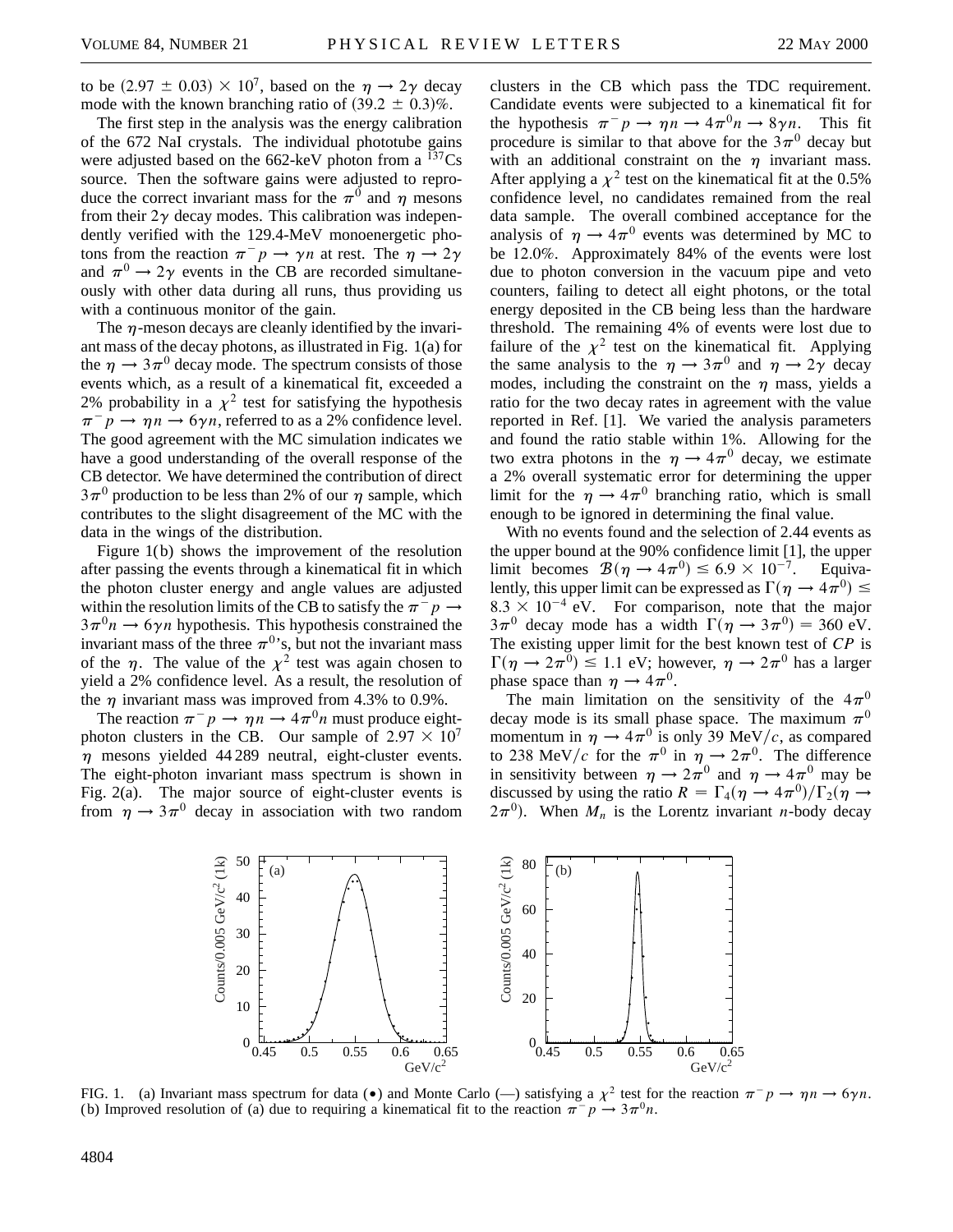to be $(2.97 \pm 0.03) \times 10^7$, based on the $\eta \to 2\gamma$ decay mode with the known branching ratio of $(39.2 \pm 0.3)\%$.

The first step in the analysis was the energy calibration of the 672 NaI crystals. The individual phototube gains were adjusted based on the 662-keV photon from a $^{137}$Cs source. Then the software gains were adjusted to reproduce the correct invariant mass for the $\pi^0$ and $\eta$ mesons from their $2\gamma$ decay modes. This calibration was independently verified with the 129.4-MeV monoenergetic photons from the reaction $\pi^- p \to \gamma n$ at rest. The $\eta \to 2\gamma$ and $\pi^0 \to 2\gamma$ events in the CB are recorded simultaneously with other data during all runs, thus providing us with a continuous monitor of the gain.

The $\eta$-meson decays are cleanly identified by the invariant mass of the decay photons, as illustrated in Fig. 1(a) for the $\eta \to 3\pi^0$ decay mode. The spectrum consists of those events which, as a result of a kinematical fit, exceeded a 2% probability in a $\chi^2$ test for satisfying the hypothesis $\pi^- p \to \eta n \to 6\gamma n$, referred to as a 2% confidence level. The good agreement with the MC simulation indicates we have a good understanding of the overall response of the CB detector. We have determined the contribution of direct $3\pi^0$ production to be less than 2% of our $\eta$ sample, which contributes to the slight disagreement of the MC with the data in the wings of the distribution.

Figure 1(b) shows the improvement of the resolution after passing the events through a kinematical fit in which the photon cluster energy and angle values are adjusted within the resolution limits of the CB to satisfy the $\pi^- p \to 3\pi^0 n \to 6\gamma n$ hypothesis. This hypothesis constrained the invariant mass of the three $\pi^0$'s, but not the invariant mass of the $\eta$. The value of the $\chi^2$ test was again chosen to yield a 2% confidence level. As a result, the resolution of the $\eta$ invariant mass was improved from 4.3% to 0.9%.

The reaction $\pi^- p \to \eta n \to 4\pi^0 n$ must produce eight-photon clusters in the CB. Our sample of $2.97 \times 10^7$ $\eta$ mesons yielded 44 289 neutral, eight-cluster events. The eight-photon invariant mass spectrum is shown in Fig. 2(a). The major source of eight-cluster events is from $\eta \to 3\pi^0$ decay in association with two random clusters in the CB which pass the TDC requirement. Candidate events were subjected to a kinematical fit for the hypothesis $\pi^- p \to \eta n \to 4\pi^0 n \to 8\gamma n$. This fit procedure is similar to that above for the $3\pi^0$ decay but with an additional constraint on the $\eta$ invariant mass. After applying a $\chi^2$ test on the kinematical fit at the 0.5% confidence level, no candidates remained from the real data sample. The overall combined acceptance for the analysis of $\eta \to 4\pi^0$ events was determined by MC to be 12.0%. Approximately 84% of the events were lost due to photon conversion in the vacuum pipe and veto counters, failing to detect all eight photons, or the total energy deposited in the CB being less than the hardware threshold. The remaining 4% of events were lost due to failure of the $\chi^2$ test on the kinematical fit. Applying the same analysis to the $\eta \to 3\pi^0$ and $\eta \to 2\gamma$ decay modes, including the constraint on the $\eta$ mass, yields a ratio for the two decay rates in agreement with the value reported in Ref. [1]. We varied the analysis parameters and found the ratio stable within 1%. Allowing for the two extra photons in the $\eta \to 4\pi^0$ decay, we estimate a 2% overall systematic error for determining the upper limit for the $\eta \to 4\pi^0$ branching ratio, which is small enough to be ignored in determining the final value.

With no events found and the selection of 2.44 events as the upper bound at the 90% confidence limit [1], the upper limit becomes $\mathcal{B}(\eta \to 4\pi^0) \leq 6.9 \times 10^{-7}$. Equivalently, this upper limit can be expressed as $\Gamma(\eta \to 4\pi^0) \leq 8.3 \times 10^{-4}$ eV. For comparison, note that the major $3\pi^0$ decay mode has a width $\Gamma(\eta \to 3\pi^0) = 360$ eV. The existing upper limit for the best known test of *CP* is $\Gamma(\eta \to 2\pi^0) \leq 1.1$ eV; however, $\eta \to 2\pi^0$ has a larger phase space than $\eta \to 4\pi^0$.

The main limitation on the sensitivity of the $4\pi^0$ decay mode is its small phase space. The maximum $\pi^0$ momentum in $\eta \to 4\pi^0$ is only 39 MeV/$c$, as compared to 238 MeV/$c$ for the $\pi^0$ in $\eta \to 2\pi^0$. The difference in sensitivity between $\eta \to 2\pi^0$ and $\eta \to 4\pi^0$ may be discussed by using the ratio $R = \Gamma_4(\eta \to 4\pi^0)/\Gamma_2(\eta \to 2\pi^0)$. When $M_n$ is the Lorentz invariant $n$-body decay

FIG. 1. (a) Invariant mass spectrum for data (•) and Monte Carlo (—) satisfying a $\chi^2$ test for the reaction $\pi^- p \to \eta n \to 6\gamma n$. (b) Improved resolution of (a) due to requiring a kinematical fit to the reaction $\pi^- p \to 3\pi^0 n$.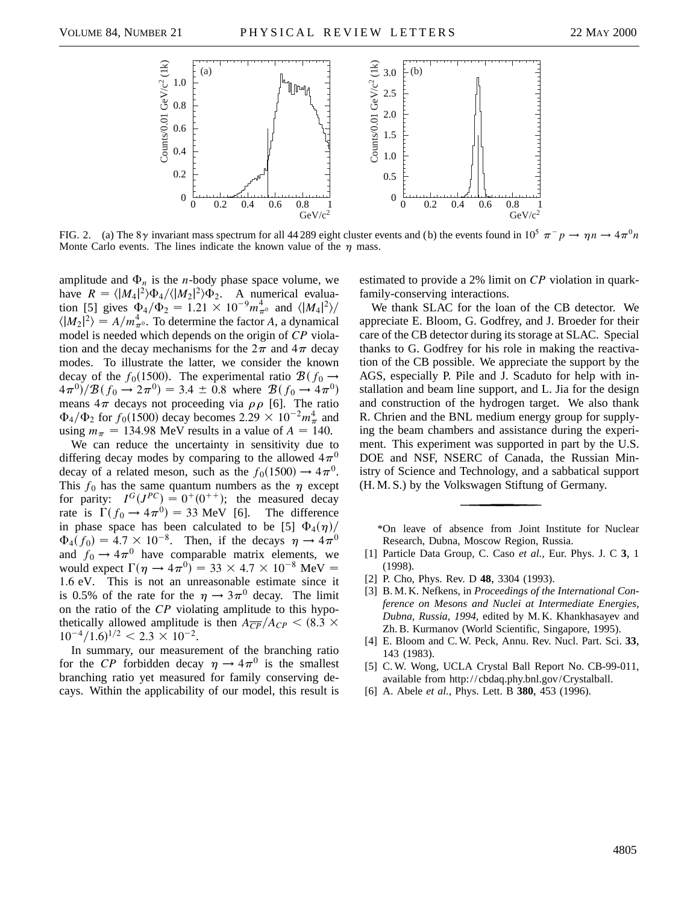(a)

Counts/0.01 GeV/c$^2$ (1k)

1.0

0.8

0.6

0.4

0.2

0

0 0.2 0.4 0.6 0.8 1

GeV/c$^2$

(b)

Counts/0.01 GeV/c$^2$ (1k)

3.0

2.5

2.0

1.5

1.0

0.5

0

0 0.2 0.4 0.6 0.8 1

GeV/c$^2$

FIG. 2. (a) The $8\gamma$ invariant mass spectrum for all 44 289 eight cluster events and (b) the events found in $10^5$ $\pi^- p \rightarrow \eta n \rightarrow 4\pi^0 n$ Monte Carlo events. The lines indicate the known value of the $\eta$ mass.

amplitude and $\Phi_n$ is the $n$-body phase space volume, we have $R = \langle |M_4|^2 \rangle \Phi_4 / \langle |M_2|^2 \rangle \Phi_2$. A numerical evaluation [5] gives $\Phi_4/\Phi_2 = 1.21 \times 10^{-9} m_{\pi^0}^4$ and $\langle |M_4|^2 \rangle / \langle |M_2|^2 \rangle = A / m_{\pi^0}^4$. To determine the factor $A$, a dynamical model is needed which depends on the origin of *CP* violation and the decay mechanisms for the $2\pi$ and $4\pi$ decay modes. To illustrate the latter, we consider the known decay of the $f_0(1500)$. The experimental ratio $\mathcal{B}(f_0 \rightarrow 4\pi^0)/\mathcal{B}(f_0 \rightarrow 2\pi^0) = 3.4 \pm 0.8$ where $\mathcal{B}(f_0 \rightarrow 4\pi^0)$ means $4\pi$ decays not proceeding via $\rho\rho$ [6]. The ratio $\Phi_4/\Phi_2$ for $f_0(1500)$ decay becomes $2.29 \times 10^{-2} m_\pi^4$ and using $m_\pi = 134.98$ MeV results in a value of $A = 140$.

We can reduce the uncertainty in sensitivity due to differing decay modes by comparing to the allowed $4\pi^0$ decay of a related meson, such as the $f_0(1500) \rightarrow 4\pi^0$. This $f_0$ has the same quantum numbers as the $\eta$ except for parity: $I^G(J^{PC}) = 0^+(0^{++})$; the measured decay rate is $\Gamma(f_0 \rightarrow 4\pi^0) = 33$ MeV [6]. The difference in phase space has been calculated to be [5] $\Phi_4(\eta)/\Phi_4(f_0) = 4.7 \times 10^{-8}$. Then, if the decays $\eta \rightarrow 4\pi^0$ and $f_0 \rightarrow 4\pi^0$ have comparable matrix elements, we would expect $\Gamma(\eta \rightarrow 4\pi^0) = 33 \times 4.7 \times 10^{-8}$ MeV $=$ 1.6 eV. This is not an unreasonable estimate since it is 0.5% of the rate for the $\eta \rightarrow 3\pi^0$ decay. The limit on the ratio of the *CP* violating amplitude to this hypothetically allowed amplitude is then $A_{\overline{CP}}/A_{CP} < (8.3 \times 10^{-4}/1.6)^{1/2} < 2.3 \times 10^{-2}$.

In summary, our measurement of the branching ratio for the *CP* forbidden decay $\eta \rightarrow 4\pi^0$ is the smallest branching ratio yet measured for family conserving decays. Within the applicability of our model, this result is estimated to provide a 2% limit on *CP* violation in quark-family-conserving interactions.

We thank SLAC for the loan of the CB detector. We appreciate E. Bloom, G. Godfrey, and J. Broeder for their care of the CB detector during its storage at SLAC. Special thanks to G. Godfrey for his role in making the reactivation of the CB possible. We appreciate the support by the AGS, especially P. Pile and J. Scaduto for help with installation and beam line support, and L. Jia for the design and construction of the hydrogen target. We also thank R. Chrien and the BNL medium energy group for supplying the beam chambers and assistance during the experiment. This experiment was supported in part by the U.S. DOE and NSF, NSERC of Canada, the Russian Ministry of Science and Technology, and a sabbatical support (H. M. S.) by the Volkswagen Stiftung of Germany.

---

*On leave of absence from Joint Institute for Nuclear Research, Dubna, Moscow Region, Russia.

[1] Particle Data Group, C. Caso *et al.*, Eur. Phys. J. C **3**, 1 (1998).

[2] P. Cho, Phys. Rev. D **48**, 3304 (1993).

[3] B. M. K. Nefkens, in *Proceedings of the International Conference on Mesons and Nuclei at Intermediate Energies, Dubna, Russia, 1994,* edited by M. K. Khankhasayev and Zh. B. Kurmanov (World Scientific, Singapore, 1995).

[4] E. Bloom and C. W. Peck, Annu. Rev. Nucl. Part. Sci. **33**, 143 (1983).

[5] C. W. Wong, UCLA Crystal Ball Report No. CB-99-011, available from http://cbdaq.phy.bnl.gov/Crystalball.

[6] A. Abele *et al.*, Phys. Lett. B **380**, 453 (1996).